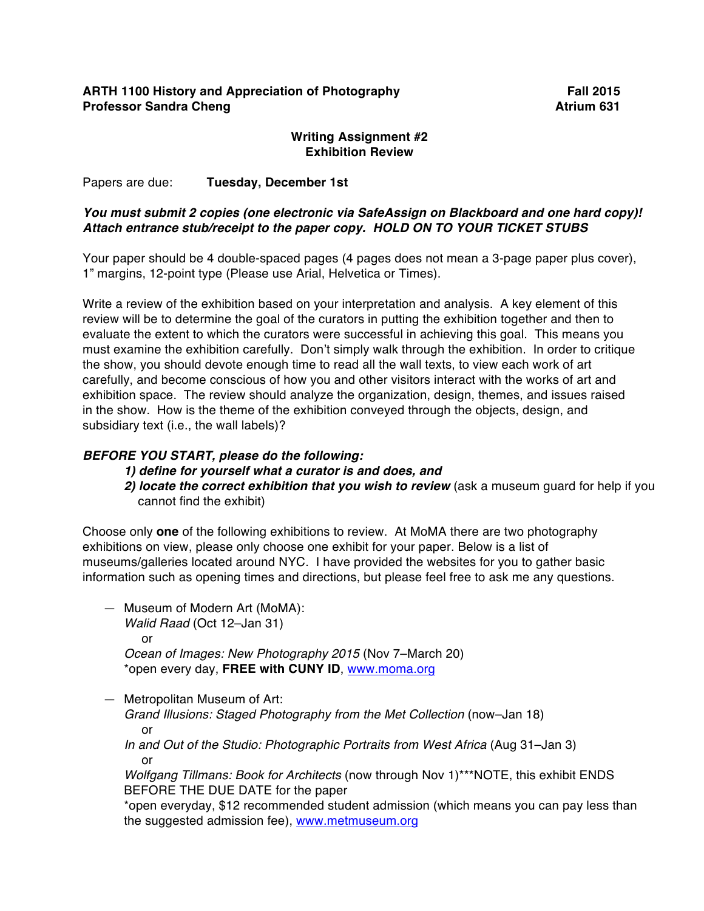**ARTH 1100 History and Appreciation of Photography** **Fall 2015**
**Professor Sandra Cheng** **Atrium 631**

## Writing Assignment #2
## Exhibition Review

Papers are due: **Tuesday, December 1st**

***You must submit 2 copies (one electronic via SafeAssign on Blackboard and one hard copy)! Attach entrance stub/receipt to the paper copy. HOLD ON TO YOUR TICKET STUBS***

Your paper should be 4 double-spaced pages (4 pages does not mean a 3-page paper plus cover), 1" margins, 12-point type (Please use Arial, Helvetica or Times).

Write a review of the exhibition based on your interpretation and analysis. A key element of this review will be to determine the goal of the curators in putting the exhibition together and then to evaluate the extent to which the curators were successful in achieving this goal. This means you must examine the exhibition carefully. Don't simply walk through the exhibition. In order to critique the show, you should devote enough time to read all the wall texts, to view each work of art carefully, and become conscious of how you and other visitors interact with the works of art and exhibition space. The review should analyze the organization, design, themes, and issues raised in the show. How is the theme of the exhibition conveyed through the objects, design, and subsidiary text (i.e., the wall labels)?

***BEFORE YOU START, please do the following:***

1. ***define for yourself what a curator is and does, and***
2. ***locate the correct exhibition that you wish to review*** (ask a museum guard for help if you cannot find the exhibit)

Choose only **one** of the following exhibitions to review. At MoMA there are two photography exhibitions on view, please only choose one exhibit for your paper. Below is a list of museums/galleries located around NYC. I have provided the websites for you to gather basic information such as opening times and directions, but please feel free to ask me any questions.

- Museum of Modern Art (MoMA):
  *Walid Raad* (Oct 12–Jan 31)
  or
  *Ocean of Images: New Photography 2015* (Nov 7–March 20)
  *open every day, **FREE with CUNY ID**, www.moma.org

- Metropolitan Museum of Art:
  *Grand Illusions: Staged Photography from the Met Collection* (now–Jan 18)
  or
  *In and Out of the Studio: Photographic Portraits from West Africa* (Aug 31–Jan 3)
  or
  *Wolfgang Tillmans: Book for Architects* (now through Nov 1)***NOTE, this exhibit ENDS BEFORE THE DUE DATE for the paper
  *open everyday, $12 recommended student admission (which means you can pay less than the suggested admission fee), www.metmuseum.org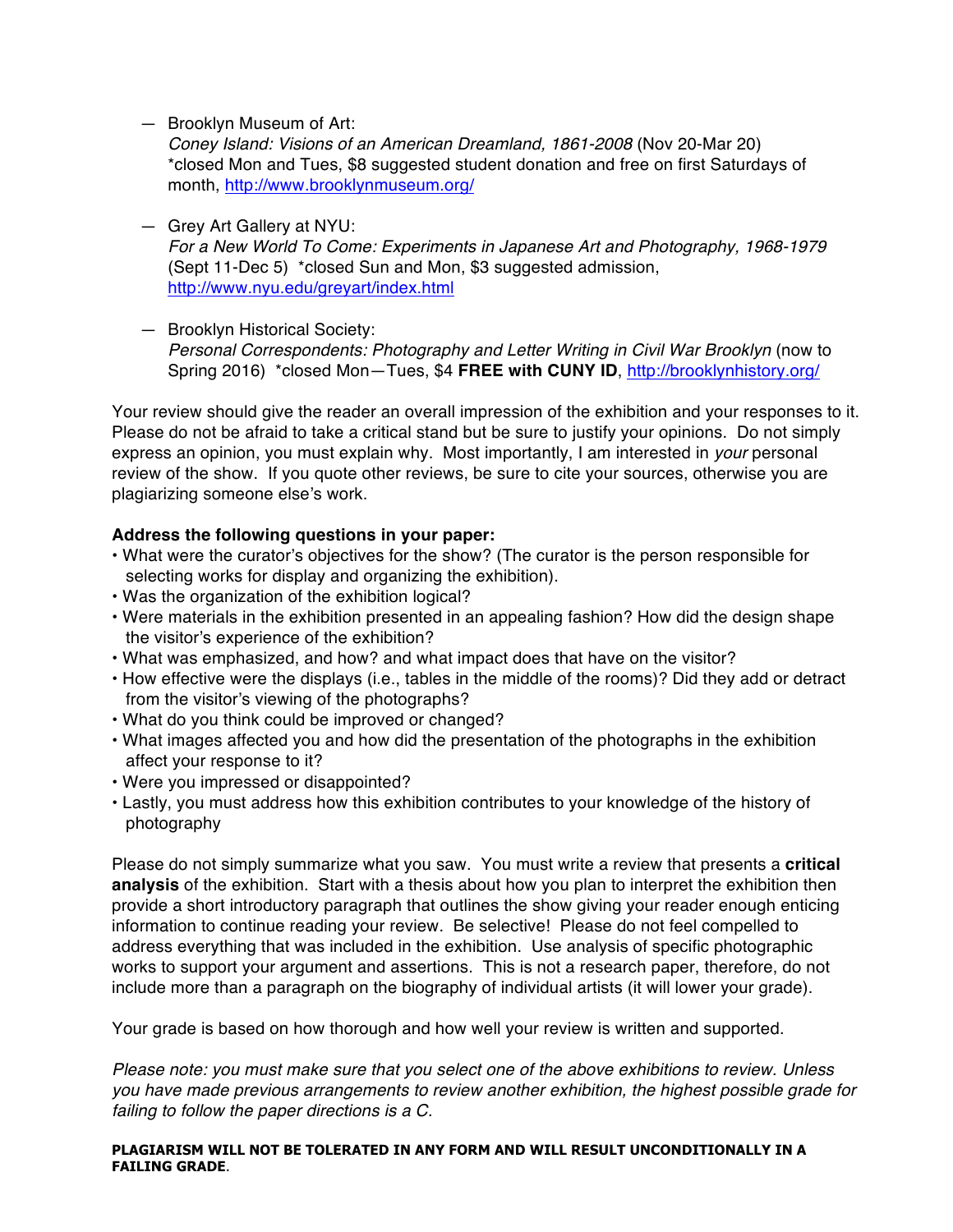— Brooklyn Museum of Art:
  *Coney Island: Visions of an American Dreamland, 1861-2008* (Nov 20-Mar 20)
  *closed Mon and Tues, $8 suggested student donation and free on first Saturdays of month, http://www.brooklynmuseum.org/

— Grey Art Gallery at NYU:
  *For a New World To Come: Experiments in Japanese Art and Photography, 1968-1979* (Sept 11-Dec 5) *closed Sun and Mon, $3 suggested admission, http://www.nyu.edu/greyart/index.html

— Brooklyn Historical Society:
  *Personal Correspondents: Photography and Letter Writing in Civil War Brooklyn* (now to Spring 2016) *closed Mon—Tues, $4 **FREE with CUNY ID**, http://brooklynhistory.org/

Your review should give the reader an overall impression of the exhibition and your responses to it. Please do not be afraid to take a critical stand but be sure to justify your opinions. Do not simply express an opinion, you must explain why. Most importantly, I am interested in *your* personal review of the show. If you quote other reviews, be sure to cite your sources, otherwise you are plagiarizing someone else's work.

**Address the following questions in your paper:**

- What were the curator's objectives for the show? (The curator is the person responsible for selecting works for display and organizing the exhibition).
- Was the organization of the exhibition logical?
- Were materials in the exhibition presented in an appealing fashion? How did the design shape the visitor's experience of the exhibition?
- What was emphasized, and how? and what impact does that have on the visitor?
- How effective were the displays (i.e., tables in the middle of the rooms)? Did they add or detract from the visitor's viewing of the photographs?
- What do you think could be improved or changed?
- What images affected you and how did the presentation of the photographs in the exhibition affect your response to it?
- Were you impressed or disappointed?
- Lastly, you must address how this exhibition contributes to your knowledge of the history of photography

Please do not simply summarize what you saw. You must write a review that presents a **critical analysis** of the exhibition. Start with a thesis about how you plan to interpret the exhibition then provide a short introductory paragraph that outlines the show giving your reader enough enticing information to continue reading your review. Be selective! Please do not feel compelled to address everything that was included in the exhibition. Use analysis of specific photographic works to support your argument and assertions. This is not a research paper, therefore, do not include more than a paragraph on the biography of individual artists (it will lower your grade).

Your grade is based on how thorough and how well your review is written and supported.

*Please note: you must make sure that you select one of the above exhibitions to review. Unless you have made previous arrangements to review another exhibition, the highest possible grade for failing to follow the paper directions is a C.*

**PLAGIARISM WILL NOT BE TOLERATED IN ANY FORM AND WILL RESULT UNCONDITIONALLY IN A FAILING GRADE**.